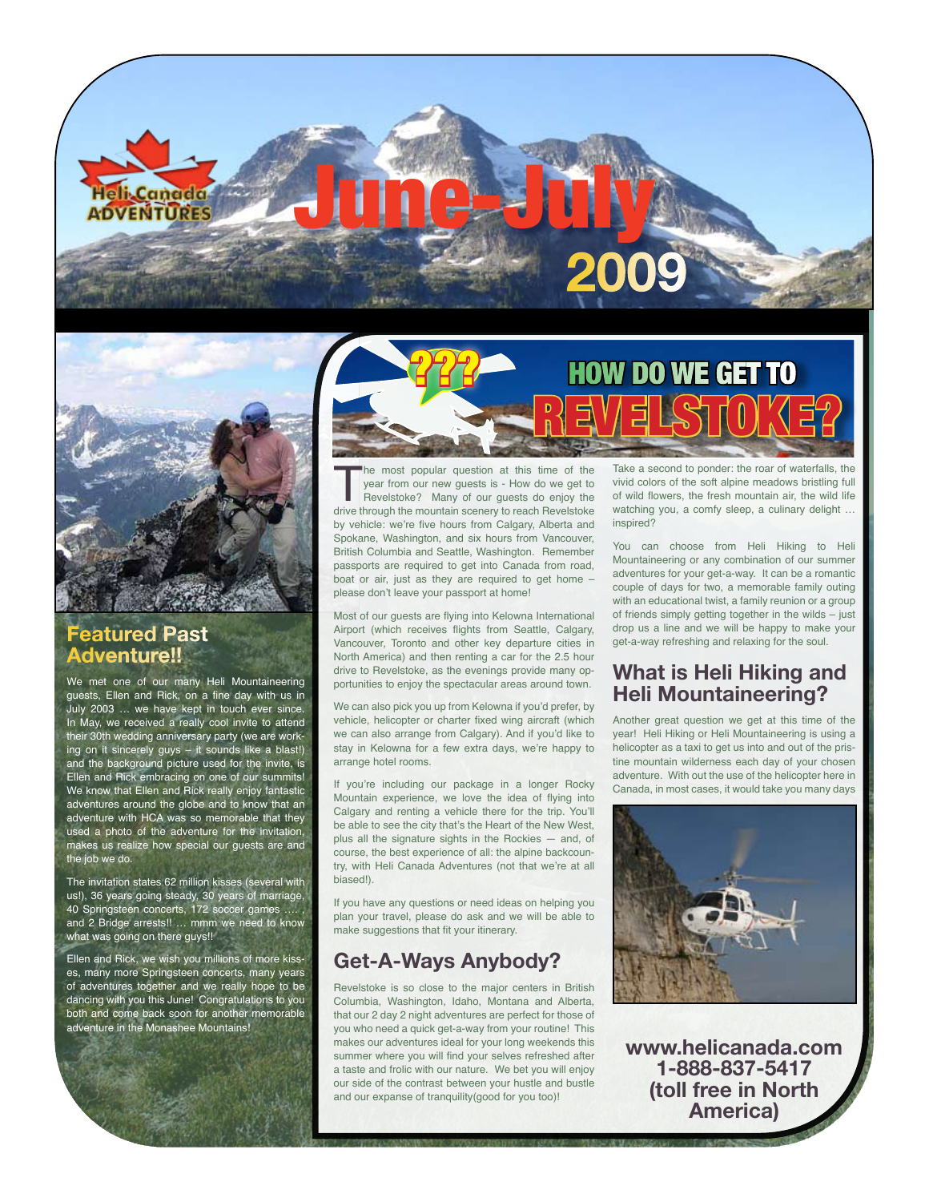Heli Canada ADVENTURES

# June-July 2009

## Featured Past Adventure!!

We met one of our many Heli Mountaineering guests, Ellen and Rick, on a fine day with us in July 2003 … we have kept in touch ever since. In May, we received a really cool invite to attend their 30th wedding anniversary party (we are working on it sincerely guys – it sounds like a blast!) and the background picture used for the invite, is Ellen and Rick embracing on one of our summits! We know that Ellen and Rick really enjoy fantastic adventures around the globe and to know that an adventure with HCA was so memorable that they used a photo of the adventure for the invitation, makes us realize how special our guests are and the job we do.

The invitation states 62 million kisses (several with us!), 36 years going steady, 30 years of marriage, 40 Springsteen concerts, 172 soccer games …. , and 2 Bridge arrests!! … mmm we need to know what was going on there guys!!

Ellen and Rick, we wish you millions of more kisses, many more Springsteen concerts, many years of adventures together and we really hope to be dancing with you this June! Congratulations to you both and come back soon for another memorable adventure in the Monashee Mountains!

## ??? HOW DO WE GET TO REVELSTOKE?

The most popular question at this time of the year from our new guests is - How do we get to Revelstoke? Many of our guests do enjoy the drive through the mountain scenery to reach Revelstoke by vehicle: we're five hours from Calgary, Alberta and Spokane, Washington, and six hours from Vancouver, British Columbia and Seattle, Washington. Remember passports are required to get into Canada from road, boat or air, just as they are required to get home – please don't leave your passport at home!

Most of our guests are flying into Kelowna International Airport (which receives flights from Seattle, Calgary, Vancouver, Toronto and other key departure cities in North America) and then renting a car for the 2.5 hour drive to Revelstoke, as the evenings provide many opportunities to enjoy the spectacular areas around town.

We can also pick you up from Kelowna if you'd prefer, by vehicle, helicopter or charter fixed wing aircraft (which we can also arrange from Calgary). And if you'd like to stay in Kelowna for a few extra days, we're happy to arrange hotel rooms.

If you're including our package in a longer Rocky Mountain experience, we love the idea of flying into Calgary and renting a vehicle there for the trip. You'll be able to see the city that's the Heart of the New West, plus all the signature sights in the Rockies — and, of course, the best experience of all: the alpine backcountry, with Heli Canada Adventures (not that we're at all biased!).

If you have any questions or need ideas on helping you plan your travel, please do ask and we will be able to make suggestions that fit your itinerary.

## Get-A-Ways Anybody?

Revelstoke is so close to the major centers in British Columbia, Washington, Idaho, Montana and Alberta, that our 2 day 2 night adventures are perfect for those of you who need a quick get-a-way from your routine! This makes our adventures ideal for your long weekends this summer where you will find your selves refreshed after a taste and frolic with our nature. We bet you will enjoy our side of the contrast between your hustle and bustle and our expanse of tranquility(good for you too)!

Take a second to ponder: the roar of waterfalls, the vivid colors of the soft alpine meadows bristling full of wild flowers, the fresh mountain air, the wild life watching you, a comfy sleep, a culinary delight … inspired?

You can choose from Heli Hiking to Heli Mountaineering or any combination of our summer adventures for your get-a-way. It can be a romantic couple of days for two, a memorable family outing with an educational twist, a family reunion or a group of friends simply getting together in the wilds – just drop us a line and we will be happy to make your get-a-way refreshing and relaxing for the soul.

## What is Heli Hiking and Heli Mountaineering?

Another great question we get at this time of the year! Heli Hiking or Heli Mountaineering is using a helicopter as a taxi to get us into and out of the pristine mountain wilderness each day of your chosen adventure. With out the use of the helicopter here in Canada, in most cases, it would take you many days

**www.helicanada.com**
**1-888-837-5417**
**(toll free in North America)**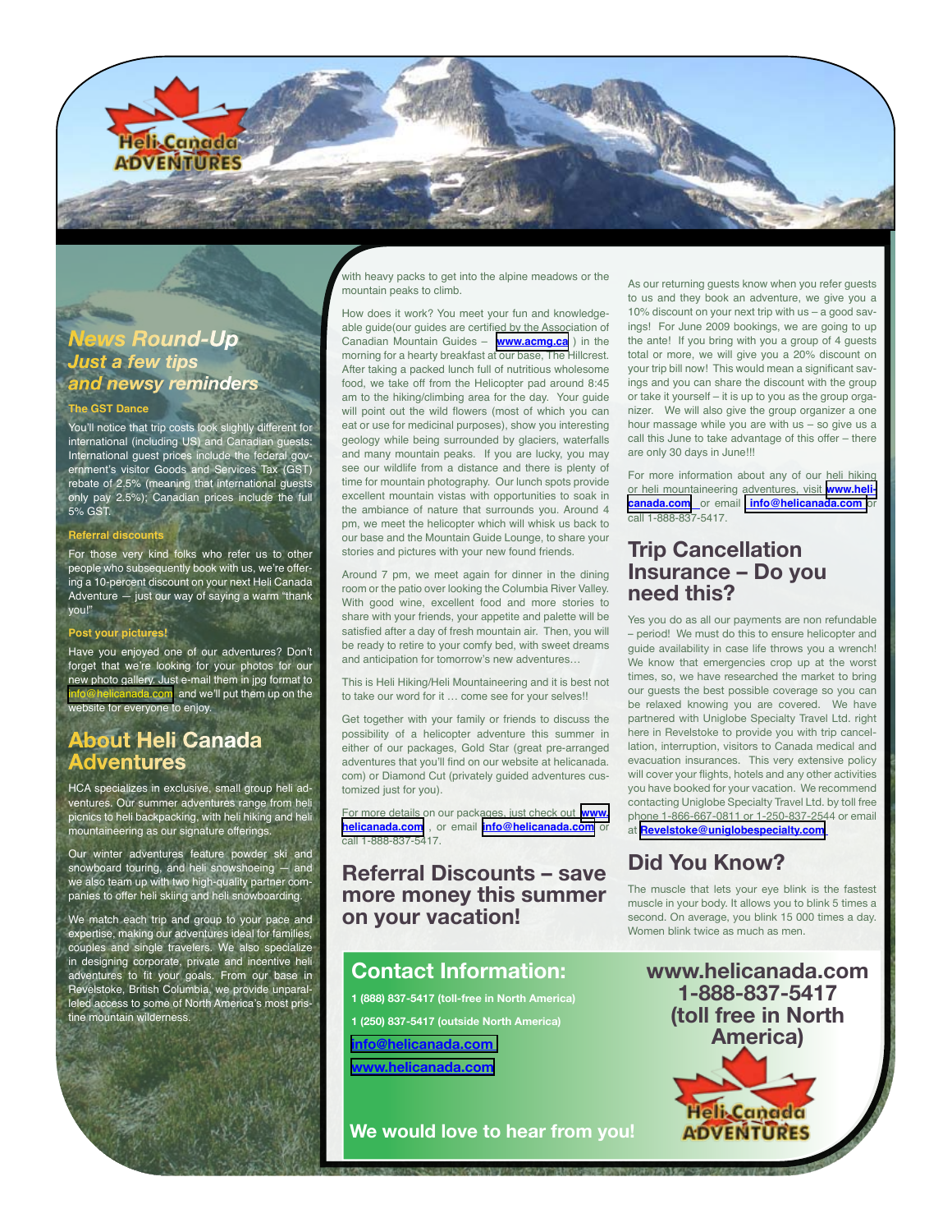## News Round-Up

### *Just a few tips and newsy reminders*

**The GST Dance**

You'll notice that trip costs look slightly different for international (including US) and Canadian guests: International guest prices include the federal government's visitor Goods and Services Tax (GST) rebate of 2.5% (meaning that international guests only pay 2.5%); Canadian prices include the full 5% GST.

**Referral discounts**

For those very kind folks who refer us to other people who subsequently book with us, we're offering a 10-percent discount on your next Heli Canada Adventure — just our way of saying a warm "thank you!"

**Post your pictures!**

Have you enjoyed one of our adventures? Don't forget that we're looking for your photos for our new photo gallery. Just e-mail them in jpg format to info@helicanada.com and we'll put them up on the website for everyone to enjoy.

## About Heli Canada Adventures

HCA specializes in exclusive, small group heli adventures. Our summer adventures range from heli picnics to heli backpacking, with heli hiking and heli mountaineering as our signature offerings.

Our winter adventures feature powder ski and snowboard touring, and heli snowshoeing — and we also team up with two high-quality partner companies to offer heli skiing and heli snowboarding.

We match each trip and group to your pace and expertise, making our adventures ideal for families, couples and single travelers. We also specialize in designing corporate, private and incentive heli adventures to fit your goals. From our base in Revelstoke, British Columbia, we provide unparalleled access to some of North America's most pristine mountain wilderness.

with heavy packs to get into the alpine meadows or the mountain peaks to climb.

How does it work? You meet your fun and knowledgeable guide(our guides are certified by the Association of Canadian Mountain Guides – www.acmg.ca ) in the morning for a hearty breakfast at our base, The Hillcrest. After taking a packed lunch full of nutritious wholesome food, we take off from the Helicopter pad around 8:45 am to the hiking/climbing area for the day. Your guide will point out the wild flowers (most of which you can eat or use for medicinal purposes), show you interesting geology while being surrounded by glaciers, waterfalls and many mountain peaks. If you are lucky, you may see our wildlife from a distance and there is plenty of time for mountain photography. Our lunch spots provide excellent mountain vistas with opportunities to soak in the ambiance of nature that surrounds you. Around 4 pm, we meet the helicopter which will whisk us back to our base and the Mountain Guide Lounge, to share your stories and pictures with your new found friends.

Around 7 pm, we meet again for dinner in the dining room or the patio over looking the Columbia River Valley. With good wine, excellent food and more stories to share with your friends, your appetite and palette will be satisfied after a day of fresh mountain air. Then, you will be ready to retire to your comfy bed, with sweet dreams and anticipation for tomorrow's new adventures…

This is Heli Hiking/Heli Mountaineering and it is best not to take our word for it … come see for your selves!!

Get together with your family or friends to discuss the possibility of a helicopter adventure this summer in either of our packages, Gold Star (great pre-arranged adventures that you'll find on our website at helicanada.com) or Diamond Cut (privately guided adventures customized just for you).

For more details on our packages, just check out www.helicanada.com , or email info@helicanada.com or call 1-888-837-5417.

## Referral Discounts – save more money this summer on your vacation!

As our returning guests know when you refer guests to us and they book an adventure, we give you a 10% discount on your next trip with us – a good savings! For June 2009 bookings, we are going to up the ante! If you bring with you a group of 4 guests total or more, we will give you a 20% discount on your trip bill now! This would mean a significant savings and you can share the discount with the group or take it yourself – it is up to you as the group organizer. We will also give the group organizer a one hour massage while you are with us – so give us a call this June to take advantage of this offer – there are only 30 days in June!!!

For more information about any of our heli hiking or heli mountaineering adventures, visit www.helicanada.com or email info@helicanada.com or call 1-888-837-5417.

## Trip Cancellation Insurance – Do you need this?

Yes you do as all our payments are non refundable – period! We must do this to ensure helicopter and guide availability in case life throws you a wrench! We know that emergencies crop up at the worst times, so, we have researched the market to bring our guests the best possible coverage so you can be relaxed knowing you are covered. We have partnered with Uniglobe Specialty Travel Ltd. right here in Revelstoke to provide you with trip cancellation, interruption, visitors to Canada medical and evacuation insurances. This very extensive policy will cover your flights, hotels and any other activities you have booked for your vacation. We recommend contacting Uniglobe Specialty Travel Ltd. by toll free phone 1-866-667-0811 or 1-250-837-2544 or email at Revelstoke@uniglobespecialty.com

## Did You Know?

The muscle that lets your eye blink is the fastest muscle in your body. It allows you to blink 5 times a second. On average, you blink 15 000 times a day. Women blink twice as much as men.

## Contact Information:

**1 (888) 837-5417 (toll-free in North America)**

**1 (250) 837-5417 (outside North America)**

**info@helicanada.com**

**www.helicanada.com**

**We would love to hear from you!**

**www.helicanada.com**
**1-888-837-5417**
**(toll free in North America)**